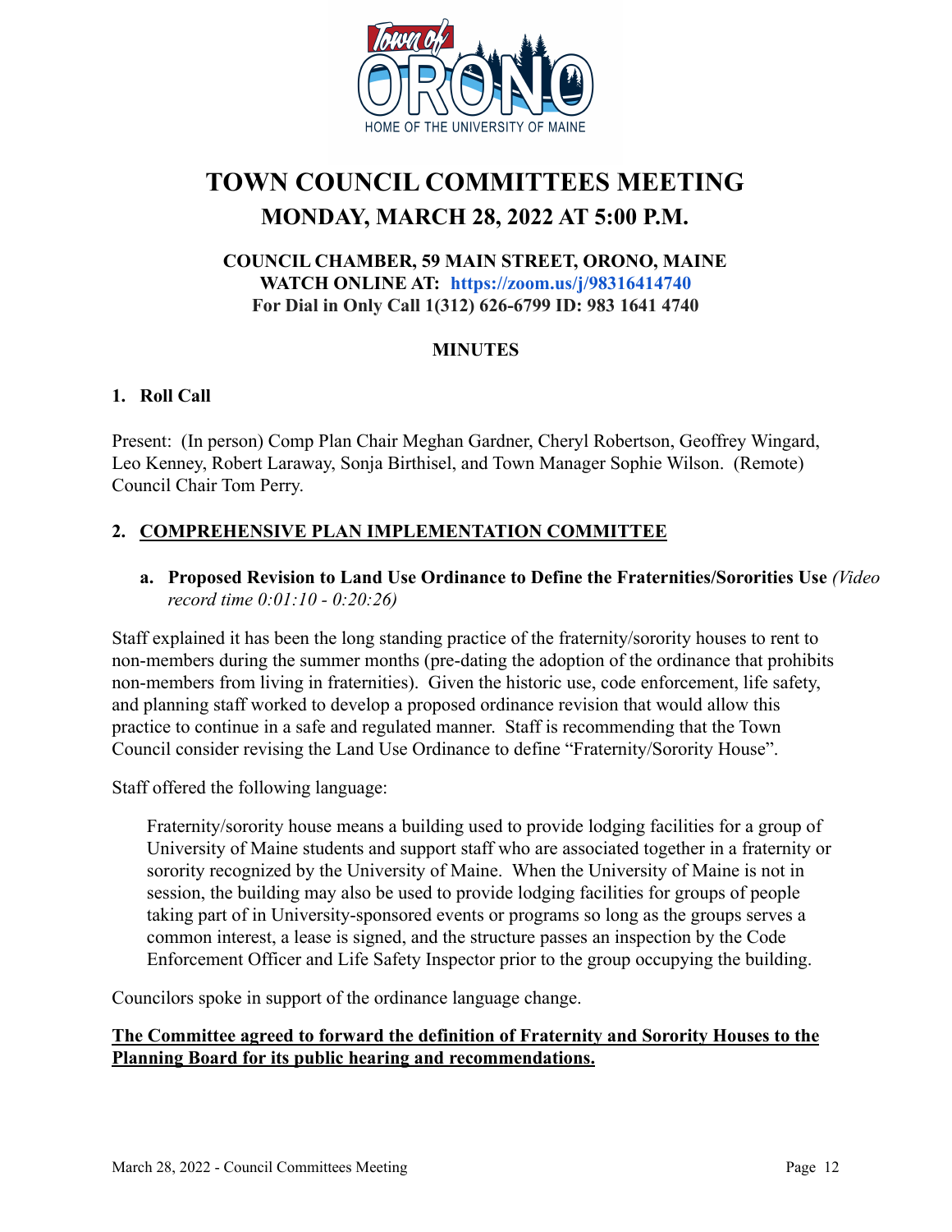# TOWN COUNCIL COMMITTEES MEETING

## MONDAY, MARCH 28, 2022 AT 5:00 P.M.

**COUNCIL CHAMBER, 59 MAIN STREET, ORONO, MAINE**
**WATCH ONLINE AT: https://zoom.us/j/98316414740**
**For Dial in Only Call 1(312) 626-6799 ID: 983 1641 4740**

**MINUTES**

### 1. Roll Call

Present: (In person) Comp Plan Chair Meghan Gardner, Cheryl Robertson, Geoffrey Wingard, Leo Kenney, Robert Laraway, Sonja Birthisel, and Town Manager Sophie Wilson. (Remote) Council Chair Tom Perry.

### 2. COMPREHENSIVE PLAN IMPLEMENTATION COMMITTEE

**a. Proposed Revision to Land Use Ordinance to Define the Fraternities/Sororities Use** *(Video record time 0:01:10 - 0:20:26)*

Staff explained it has been the long standing practice of the fraternity/sorority houses to rent to non-members during the summer months (pre-dating the adoption of the ordinance that prohibits non-members from living in fraternities). Given the historic use, code enforcement, life safety, and planning staff worked to develop a proposed ordinance revision that would allow this practice to continue in a safe and regulated manner. Staff is recommending that the Town Council consider revising the Land Use Ordinance to define "Fraternity/Sorority House".

Staff offered the following language:

> Fraternity/sorority house means a building used to provide lodging facilities for a group of University of Maine students and support staff who are associated together in a fraternity or sorority recognized by the University of Maine. When the University of Maine is not in session, the building may also be used to provide lodging facilities for groups of people taking part of in University-sponsored events or programs so long as the groups serves a common interest, a lease is signed, and the structure passes an inspection by the Code Enforcement Officer and Life Safety Inspector prior to the group occupying the building.

Councilors spoke in support of the ordinance language change.

**The Committee agreed to forward the definition of Fraternity and Sorority Houses to the Planning Board for its public hearing and recommendations.**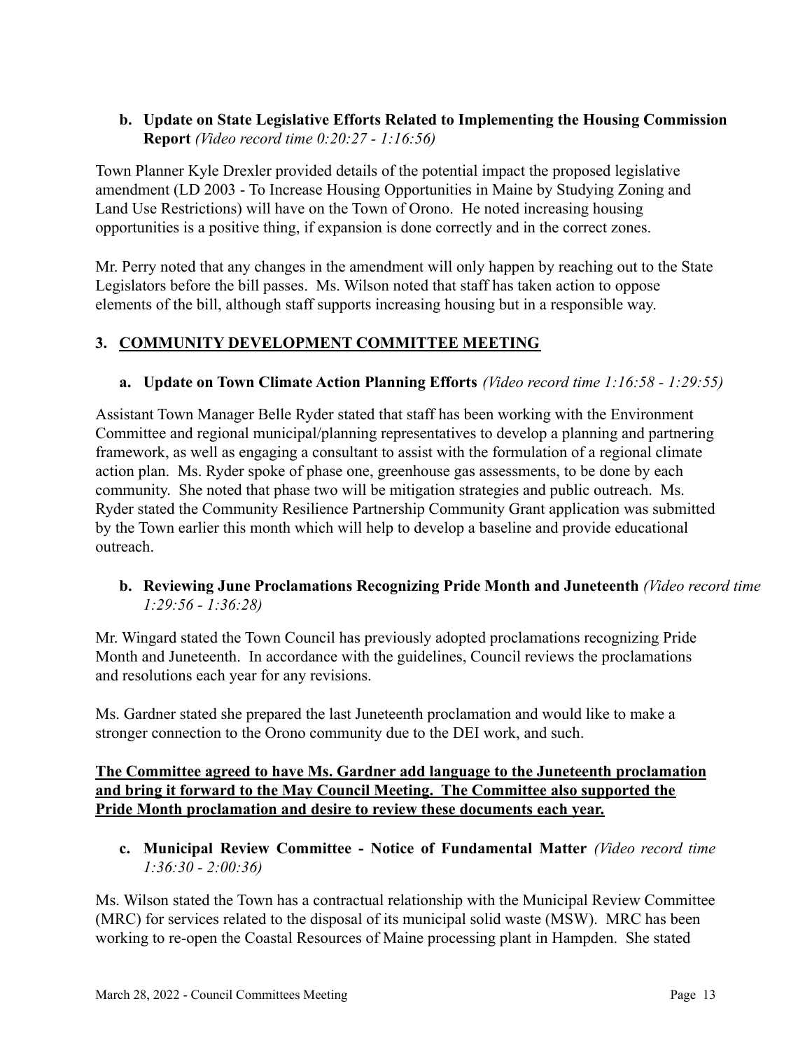**b. Update on State Legislative Efforts Related to Implementing the Housing Commission Report** *(Video record time 0:20:27 - 1:16:56)*

Town Planner Kyle Drexler provided details of the potential impact the proposed legislative amendment (LD 2003 - To Increase Housing Opportunities in Maine by Studying Zoning and Land Use Restrictions) will have on the Town of Orono. He noted increasing housing opportunities is a positive thing, if expansion is done correctly and in the correct zones.

Mr. Perry noted that any changes in the amendment will only happen by reaching out to the State Legislators before the bill passes. Ms. Wilson noted that staff has taken action to oppose elements of the bill, although staff supports increasing housing but in a responsible way.

## 3. COMMUNITY DEVELOPMENT COMMITTEE MEETING

**a. Update on Town Climate Action Planning Efforts** *(Video record time 1:16:58 - 1:29:55)*

Assistant Town Manager Belle Ryder stated that staff has been working with the Environment Committee and regional municipal/planning representatives to develop a planning and partnering framework, as well as engaging a consultant to assist with the formulation of a regional climate action plan. Ms. Ryder spoke of phase one, greenhouse gas assessments, to be done by each community. She noted that phase two will be mitigation strategies and public outreach. Ms. Ryder stated the Community Resilience Partnership Community Grant application was submitted by the Town earlier this month which will help to develop a baseline and provide educational outreach.

**b. Reviewing June Proclamations Recognizing Pride Month and Juneteenth** *(Video record time 1:29:56 - 1:36:28)*

Mr. Wingard stated the Town Council has previously adopted proclamations recognizing Pride Month and Juneteenth. In accordance with the guidelines, Council reviews the proclamations and resolutions each year for any revisions.

Ms. Gardner stated she prepared the last Juneteenth proclamation and would like to make a stronger connection to the Orono community due to the DEI work, and such.

**The Committee agreed to have Ms. Gardner add language to the Juneteenth proclamation and bring it forward to the May Council Meeting. The Committee also supported the Pride Month proclamation and desire to review these documents each year.**

**c. Municipal Review Committee - Notice of Fundamental Matter** *(Video record time 1:36:30 - 2:00:36)*

Ms. Wilson stated the Town has a contractual relationship with the Municipal Review Committee (MRC) for services related to the disposal of its municipal solid waste (MSW). MRC has been working to re-open the Coastal Resources of Maine processing plant in Hampden. She stated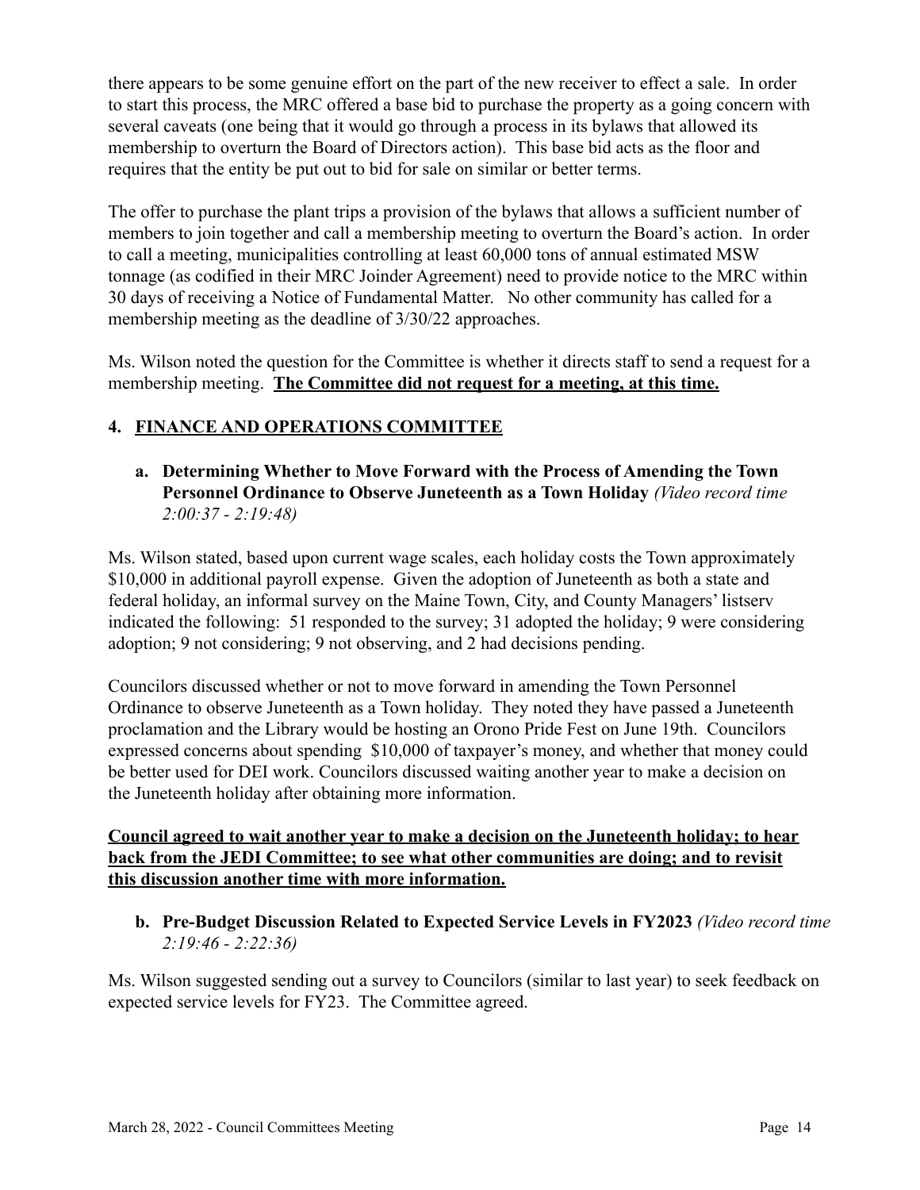there appears to be some genuine effort on the part of the new receiver to effect a sale. In order to start this process, the MRC offered a base bid to purchase the property as a going concern with several caveats (one being that it would go through a process in its bylaws that allowed its membership to overturn the Board of Directors action). This base bid acts as the floor and requires that the entity be put out to bid for sale on similar or better terms.

The offer to purchase the plant trips a provision of the bylaws that allows a sufficient number of members to join together and call a membership meeting to overturn the Board's action. In order to call a meeting, municipalities controlling at least 60,000 tons of annual estimated MSW tonnage (as codified in their MRC Joinder Agreement) need to provide notice to the MRC within 30 days of receiving a Notice of Fundamental Matter. No other community has called for a membership meeting as the deadline of 3/30/22 approaches.

Ms. Wilson noted the question for the Committee is whether it directs staff to send a request for a membership meeting. **The Committee did not request for a meeting, at this time.**

## 4. FINANCE AND OPERATIONS COMMITTEE

### a. Determining Whether to Move Forward with the Process of Amending the Town Personnel Ordinance to Observe Juneteenth as a Town Holiday *(Video record time 2:00:37 - 2:19:48)*

Ms. Wilson stated, based upon current wage scales, each holiday costs the Town approximately $10,000 in additional payroll expense. Given the adoption of Juneteenth as both a state and federal holiday, an informal survey on the Maine Town, City, and County Managers' listserv indicated the following: 51 responded to the survey; 31 adopted the holiday; 9 were considering adoption; 9 not considering; 9 not observing, and 2 had decisions pending.

Councilors discussed whether or not to move forward in amending the Town Personnel Ordinance to observe Juneteenth as a Town holiday. They noted they have passed a Juneteenth proclamation and the Library would be hosting an Orono Pride Fest on June 19th. Councilors expressed concerns about spending $10,000 of taxpayer's money, and whether that money could be better used for DEI work. Councilors discussed waiting another year to make a decision on the Juneteenth holiday after obtaining more information.

**Council agreed to wait another year to make a decision on the Juneteenth holiday; to hear back from the JEDI Committee; to see what other communities are doing; and to revisit this discussion another time with more information.**

### b. Pre-Budget Discussion Related to Expected Service Levels in FY2023 *(Video record time 2:19:46 - 2:22:36)*

Ms. Wilson suggested sending out a survey to Councilors (similar to last year) to seek feedback on expected service levels for FY23. The Committee agreed.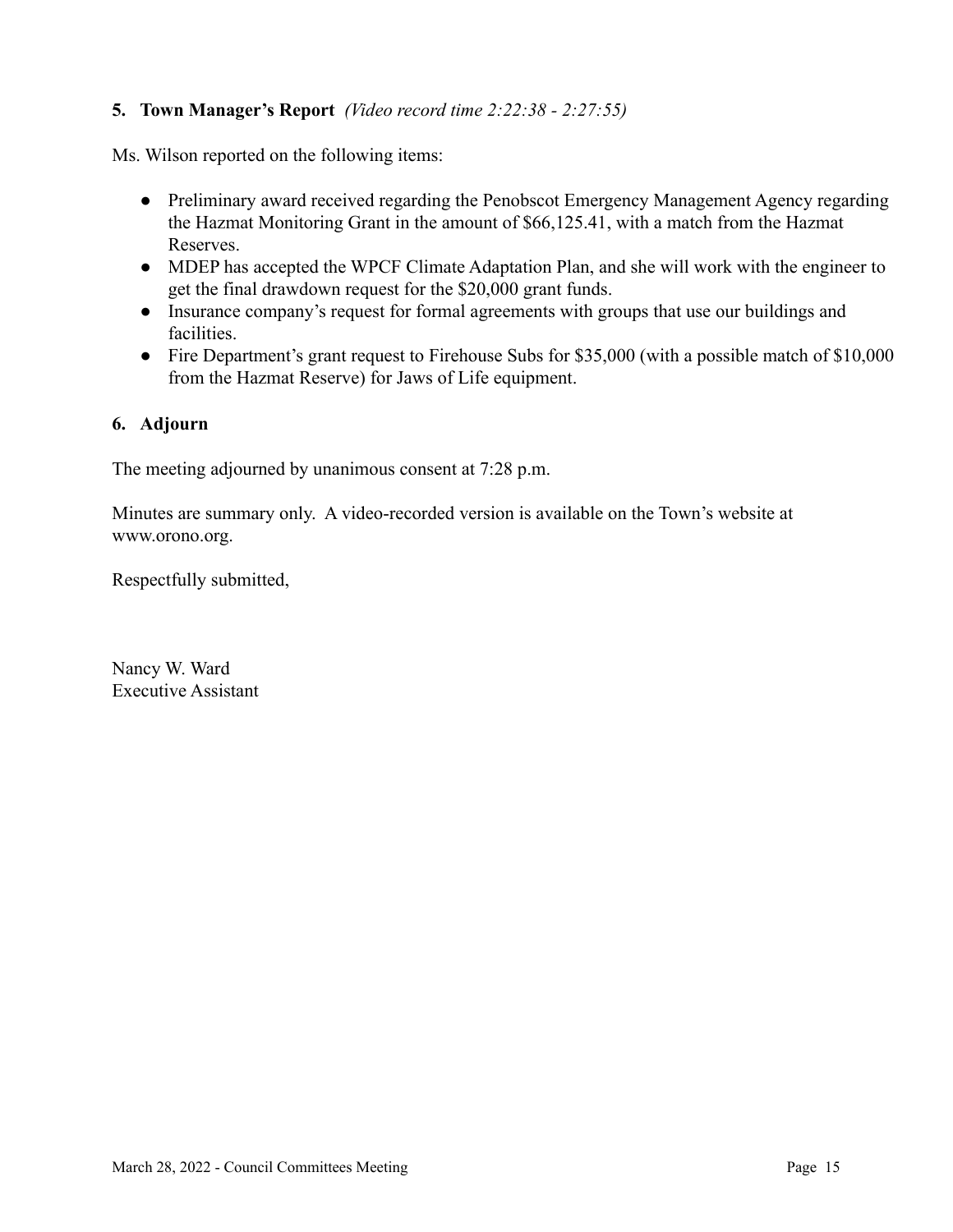**5. Town Manager's Report** *(Video record time 2:22:38 - 2:27:55)*

Ms. Wilson reported on the following items:

- Preliminary award received regarding the Penobscot Emergency Management Agency regarding the Hazmat Monitoring Grant in the amount of $66,125.41, with a match from the Hazmat Reserves.
- MDEP has accepted the WPCF Climate Adaptation Plan, and she will work with the engineer to get the final drawdown request for the $20,000 grant funds.
- Insurance company's request for formal agreements with groups that use our buildings and facilities.
- Fire Department's grant request to Firehouse Subs for $35,000 (with a possible match of $10,000 from the Hazmat Reserve) for Jaws of Life equipment.

**6. Adjourn**

The meeting adjourned by unanimous consent at 7:28 p.m.

Minutes are summary only. A video-recorded version is available on the Town's website at www.orono.org.

Respectfully submitted,

Nancy W. Ward
Executive Assistant